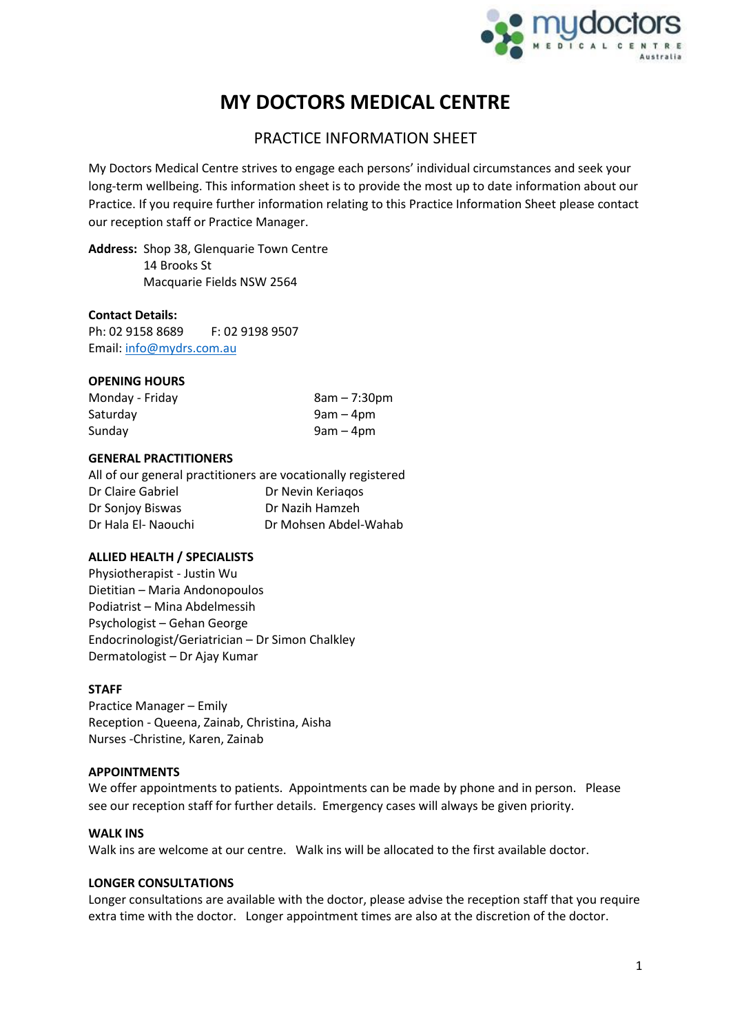# MY DOCTORS MEDICAL CENTRE

## PRACTICE INFORMATION SHEET

My Doctors Medical Centre strives to engage each persons' individual circumstances and seek your long-term wellbeing. This information sheet is to provide the most up to date information about our Practice. If you require further information relating to this Practice Information Sheet please contact our reception staff or Practice Manager.

**Address:** Shop 38, Glenquarie Town Centre
14 Brooks St
Macquarie Fields NSW 2564

**Contact Details:**
Ph: 02 9158 8689 F: 02 9198 9507
Email: info@mydrs.com.au

### OPENING HOURS

| | |
|---|---|
| Monday - Friday | 8am – 7:30pm |
| Saturday | 9am – 4pm |
| Sunday | 9am – 4pm |

### GENERAL PRACTITIONERS

All of our general practitioners are vocationally registered

| | |
|---|---|
| Dr Claire Gabriel | Dr Nevin Keriaqos |
| Dr Sonjoy Biswas | Dr Nazih Hamzeh |
| Dr Hala El- Naouchi | Dr Mohsen Abdel-Wahab |

### ALLIED HEALTH / SPECIALISTS

Physiotherapist - Justin Wu
Dietitian – Maria Andonopoulos
Podiatrist – Mina Abdelmessih
Psychologist – Gehan George
Endocrinologist/Geriatrician – Dr Simon Chalkley
Dermatologist – Dr Ajay Kumar

### STAFF

Practice Manager – Emily
Reception - Queena, Zainab, Christina, Aisha
Nurses -Christine, Karen, Zainab

### APPOINTMENTS

We offer appointments to patients. Appointments can be made by phone and in person. Please see our reception staff for further details. Emergency cases will always be given priority.

### WALK INS

Walk ins are welcome at our centre. Walk ins will be allocated to the first available doctor.

### LONGER CONSULTATIONS

Longer consultations are available with the doctor, please advise the reception staff that you require extra time with the doctor. Longer appointment times are also at the discretion of the doctor.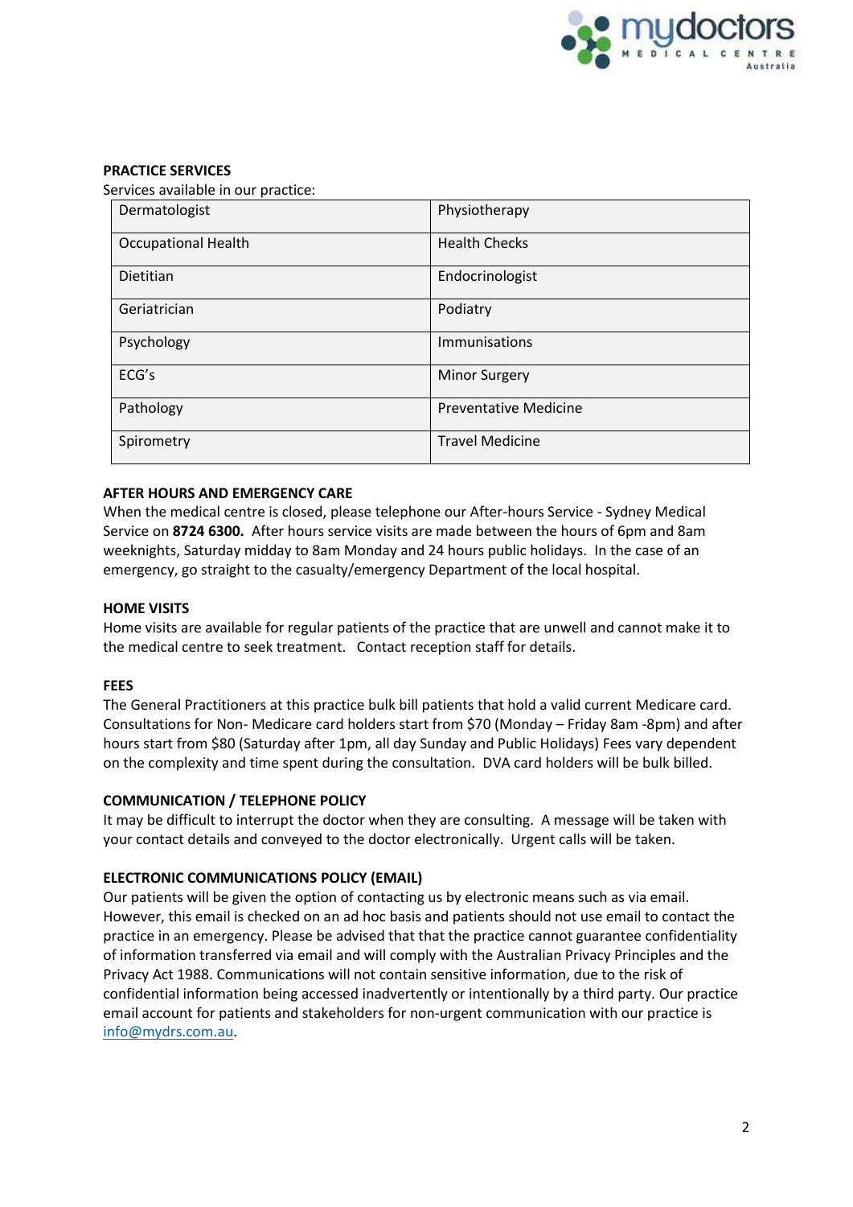## PRACTICE SERVICES

Services available in our practice:

| | |
|---|---|
| Dermatologist | Physiotherapy |
| Occupational Health | Health Checks |
| Dietitian | Endocrinologist |
| Geriatrician | Podiatry |
| Psychology | Immunisations |
| ECG's | Minor Surgery |
| Pathology | Preventative Medicine |
| Spirometry | Travel Medicine |

## AFTER HOURS AND EMERGENCY CARE

When the medical centre is closed, please telephone our After-hours Service - Sydney Medical Service on **8724 6300.** After hours service visits are made between the hours of 6pm and 8am weeknights, Saturday midday to 8am Monday and 24 hours public holidays. In the case of an emergency, go straight to the casualty/emergency Department of the local hospital.

## HOME VISITS

Home visits are available for regular patients of the practice that are unwell and cannot make it to the medical centre to seek treatment. Contact reception staff for details.

## FEES

The General Practitioners at this practice bulk bill patients that hold a valid current Medicare card. Consultations for Non- Medicare card holders start from $70 (Monday – Friday 8am -8pm) and after hours start from $80 (Saturday after 1pm, all day Sunday and Public Holidays) Fees vary dependent on the complexity and time spent during the consultation. DVA card holders will be bulk billed.

## COMMUNICATION / TELEPHONE POLICY

It may be difficult to interrupt the doctor when they are consulting. A message will be taken with your contact details and conveyed to the doctor electronically. Urgent calls will be taken.

## ELECTRONIC COMMUNICATIONS POLICY (EMAIL)

Our patients will be given the option of contacting us by electronic means such as via email. However, this email is checked on an ad hoc basis and patients should not use email to contact the practice in an emergency. Please be advised that that the practice cannot guarantee confidentiality of information transferred via email and will comply with the Australian Privacy Principles and the Privacy Act 1988. Communications will not contain sensitive information, due to the risk of confidential information being accessed inadvertently or intentionally by a third party. Our practice email account for patients and stakeholders for non-urgent communication with our practice is info@mydrs.com.au.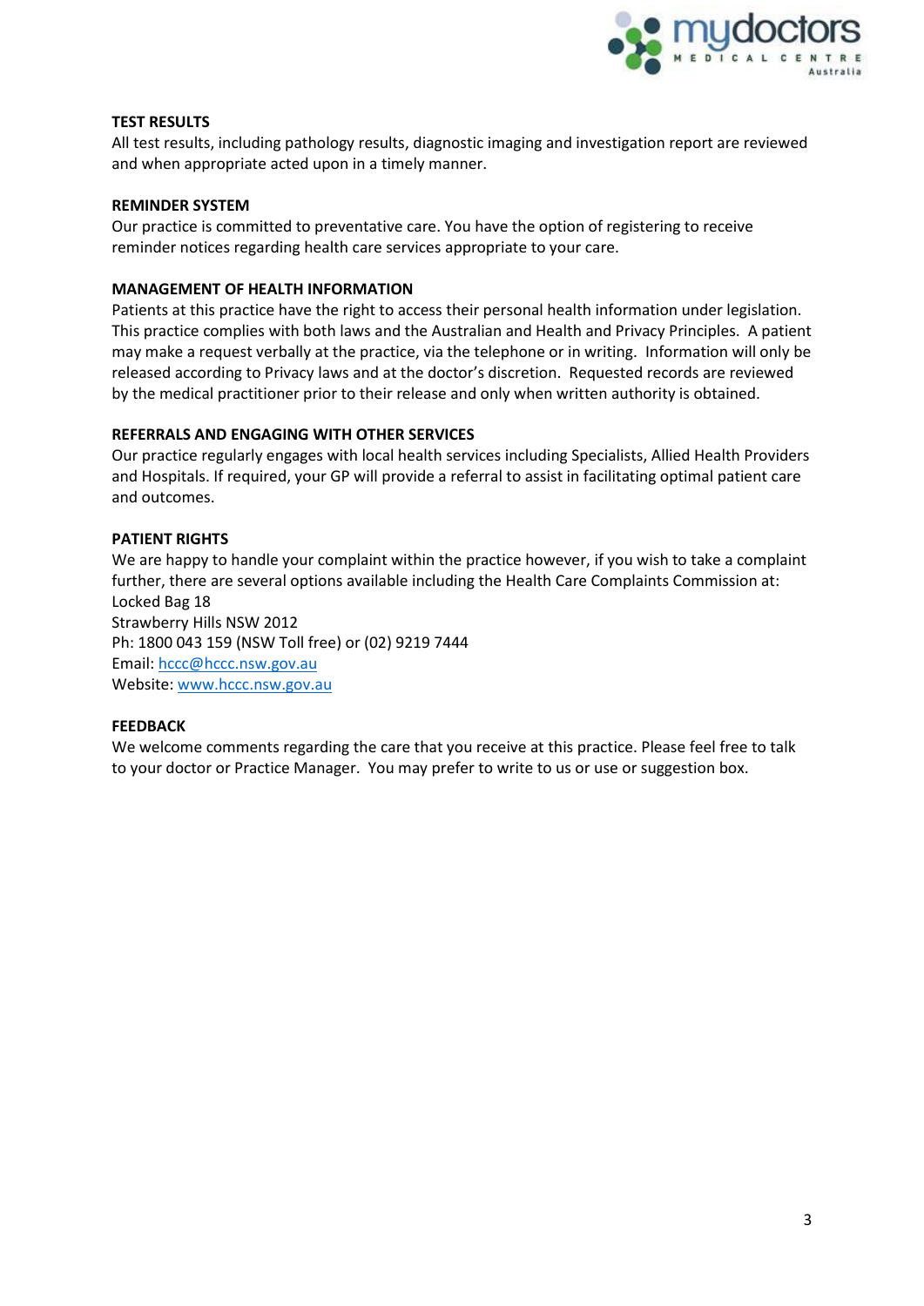**TEST RESULTS**

All test results, including pathology results, diagnostic imaging and investigation report are reviewed and when appropriate acted upon in a timely manner.

**REMINDER SYSTEM**

Our practice is committed to preventative care. You have the option of registering to receive reminder notices regarding health care services appropriate to your care.

**MANAGEMENT OF HEALTH INFORMATION**

Patients at this practice have the right to access their personal health information under legislation. This practice complies with both laws and the Australian and Health and Privacy Principles. A patient may make a request verbally at the practice, via the telephone or in writing. Information will only be released according to Privacy laws and at the doctor's discretion. Requested records are reviewed by the medical practitioner prior to their release and only when written authority is obtained.

**REFERRALS AND ENGAGING WITH OTHER SERVICES**

Our practice regularly engages with local health services including Specialists, Allied Health Providers and Hospitals. If required, your GP will provide a referral to assist in facilitating optimal patient care and outcomes.

**PATIENT RIGHTS**

We are happy to handle your complaint within the practice however, if you wish to take a complaint further, there are several options available including the Health Care Complaints Commission at:
Locked Bag 18
Strawberry Hills NSW 2012
Ph: 1800 043 159 (NSW Toll free) or (02) 9219 7444
Email: hccc@hccc.nsw.gov.au
Website: www.hccc.nsw.gov.au

**FEEDBACK**

We welcome comments regarding the care that you receive at this practice. Please feel free to talk to your doctor or Practice Manager. You may prefer to write to us or use or suggestion box.